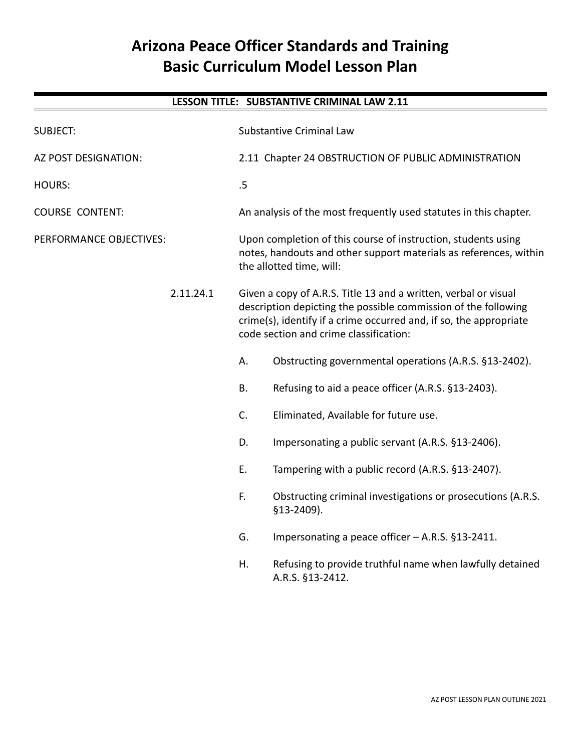# Arizona Peace Officer Standards and Training
# Basic Curriculum Model Lesson Plan

**LESSON TITLE: SUBSTANTIVE CRIMINAL LAW 2.11**

SUBJECT: Substantive Criminal Law

AZ POST DESIGNATION: 2.11 Chapter 24 OBSTRUCTION OF PUBLIC ADMINISTRATION

HOURS: .5

COURSE CONTENT: An analysis of the most frequently used statutes in this chapter.

PERFORMANCE OBJECTIVES: Upon completion of this course of instruction, students using notes, handouts and other support materials as references, within the allotted time, will:

2.11.24.1 Given a copy of A.R.S. Title 13 and a written, verbal or visual description depicting the possible commission of the following crime(s), identify if a crime occurred and, if so, the appropriate code section and crime classification:

A. Obstructing governmental operations (A.R.S. §13-2402).

B. Refusing to aid a peace officer (A.R.S. §13-2403).

C. Eliminated, Available for future use.

D. Impersonating a public servant (A.R.S. §13-2406).

E. Tampering with a public record (A.R.S. §13-2407).

F. Obstructing criminal investigations or prosecutions (A.R.S. §13-2409).

G. Impersonating a peace officer – A.R.S. §13-2411.

H. Refusing to provide truthful name when lawfully detained A.R.S. §13-2412.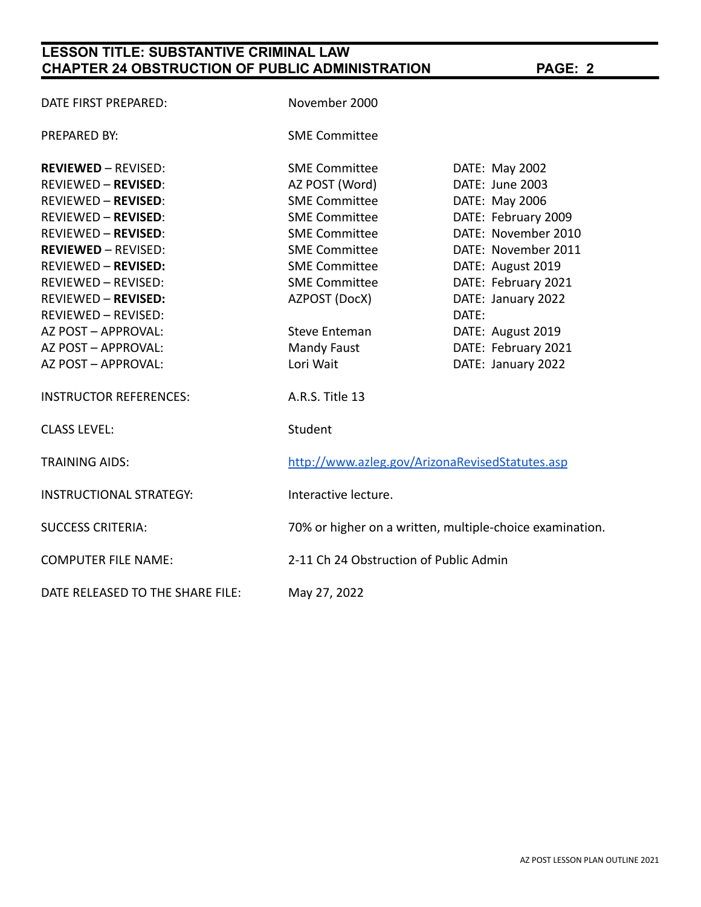| | | |
|---|---|---|
| DATE FIRST PREPARED: | November 2000 | |
| PREPARED BY: | SME Committee | |
| **REVIEWED** – REVISED: | SME Committee | DATE: May 2002 |
| REVIEWED – **REVISED**: | AZ POST (Word) | DATE: June 2003 |
| REVIEWED – **REVISED**: | SME Committee | DATE: May 2006 |
| REVIEWED – **REVISED**: | SME Committee | DATE: February 2009 |
| REVIEWED – **REVISED**: | SME Committee | DATE: November 2010 |
| **REVIEWED** – REVISED: | SME Committee | DATE: November 2011 |
| REVIEWED – **REVISED:** | SME Committee | DATE: August 2019 |
| REVIEWED – REVISED: | SME Committee | DATE: February 2021 |
| REVIEWED – **REVISED:** | AZPOST (DocX) | DATE: January 2022 |
| REVIEWED – REVISED: | | DATE: |
| AZ POST – APPROVAL: | Steve Enteman | DATE: August 2019 |
| AZ POST – APPROVAL: | Mandy Faust | DATE: February 2021 |
| AZ POST – APPROVAL: | Lori Wait | DATE: January 2022 |
| INSTRUCTOR REFERENCES: | A.R.S. Title 13 | |
| CLASS LEVEL: | Student | |
| TRAINING AIDS: | http://www.azleg.gov/ArizonaRevisedStatutes.asp | |
| INSTRUCTIONAL STRATEGY: | Interactive lecture. | |
| SUCCESS CRITERIA: | 70% or higher on a written, multiple-choice examination. | |
| COMPUTER FILE NAME: | 2-11 Ch 24 Obstruction of Public Admin | |
| DATE RELEASED TO THE SHARE FILE: | May 27, 2022 | |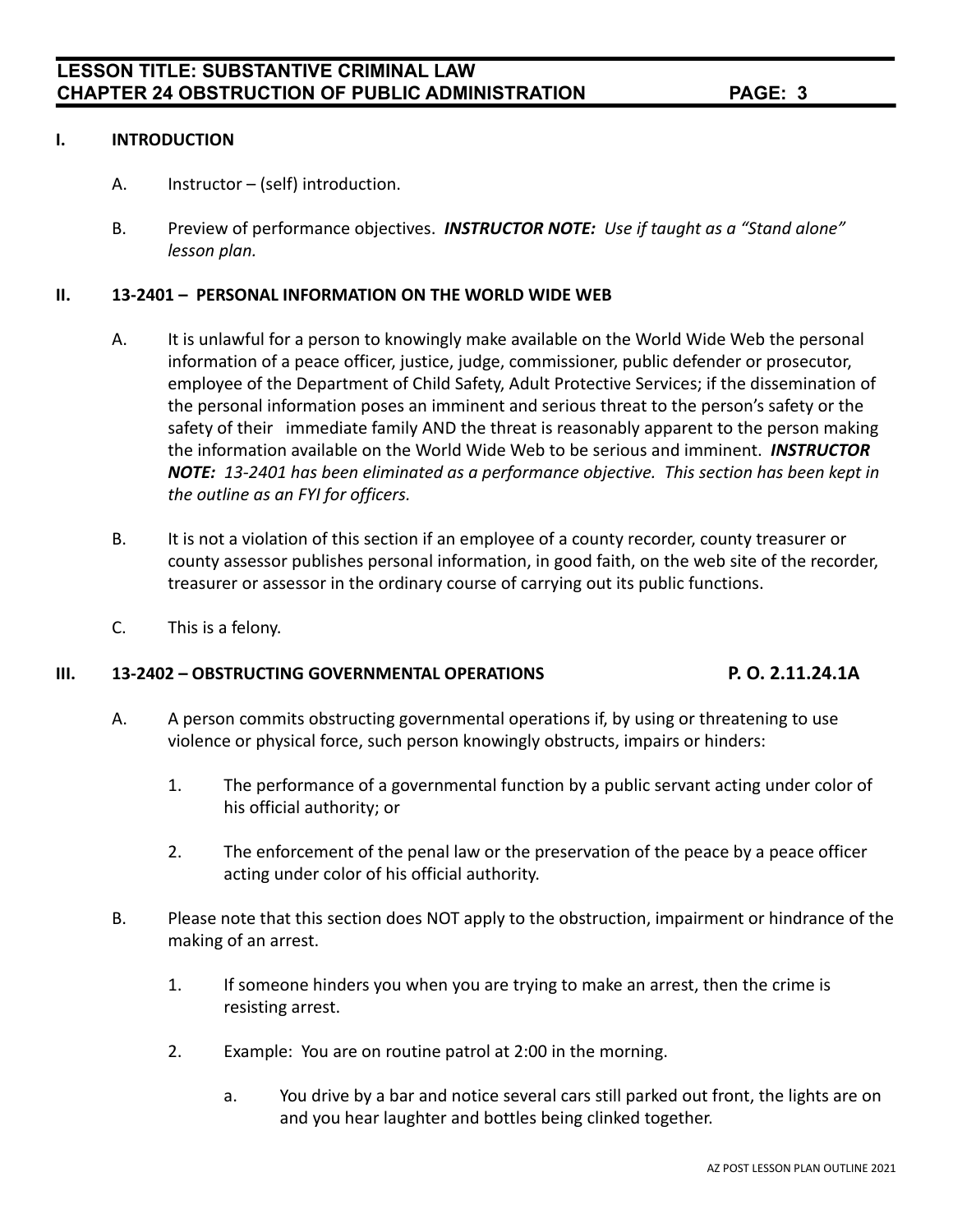## I. INTRODUCTION

A. Instructor – (self) introduction.

B. Preview of performance objectives. ***INSTRUCTOR NOTE:** Use if taught as a "Stand alone" lesson plan.*

## II. 13-2401 – PERSONAL INFORMATION ON THE WORLD WIDE WEB

A. It is unlawful for a person to knowingly make available on the World Wide Web the personal information of a peace officer, justice, judge, commissioner, public defender or prosecutor, employee of the Department of Child Safety, Adult Protective Services; if the dissemination of the personal information poses an imminent and serious threat to the person's safety or the safety of their immediate family AND the threat is reasonably apparent to the person making the information available on the World Wide Web to be serious and imminent. ***INSTRUCTOR NOTE:** 13-2401 has been eliminated as a performance objective. This section has been kept in the outline as an FYI for officers.*

B. It is not a violation of this section if an employee of a county recorder, county treasurer or county assessor publishes personal information, in good faith, on the web site of the recorder, treasurer or assessor in the ordinary course of carrying out its public functions.

C. This is a felony.

## III. 13-2402 – OBSTRUCTING GOVERNMENTAL OPERATIONS — P. O. 2.11.24.1A

A. A person commits obstructing governmental operations if, by using or threatening to use violence or physical force, such person knowingly obstructs, impairs or hinders:

1. The performance of a governmental function by a public servant acting under color of his official authority; or

2. The enforcement of the penal law or the preservation of the peace by a peace officer acting under color of his official authority.

B. Please note that this section does NOT apply to the obstruction, impairment or hindrance of the making of an arrest.

1. If someone hinders you when you are trying to make an arrest, then the crime is resisting arrest.

2. Example: You are on routine patrol at 2:00 in the morning.

   a. You drive by a bar and notice several cars still parked out front, the lights are on and you hear laughter and bottles being clinked together.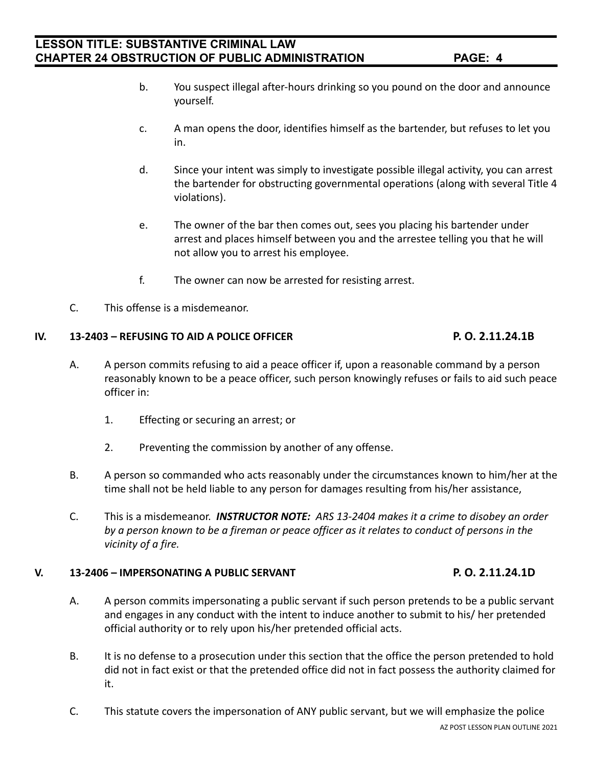b. You suspect illegal after-hours drinking so you pound on the door and announce yourself.

c. A man opens the door, identifies himself as the bartender, but refuses to let you in.

d. Since your intent was simply to investigate possible illegal activity, you can arrest the bartender for obstructing governmental operations (along with several Title 4 violations).

e. The owner of the bar then comes out, sees you placing his bartender under arrest and places himself between you and the arrestee telling you that he will not allow you to arrest his employee.

f. The owner can now be arrested for resisting arrest.

C. This offense is a misdemeanor.

## IV. 13-2403 – REFUSING TO AID A POLICE OFFICER — P. O. 2.11.24.1B

A. A person commits refusing to aid a peace officer if, upon a reasonable command by a person reasonably known to be a peace officer, such person knowingly refuses or fails to aid such peace officer in:

1. Effecting or securing an arrest; or
2. Preventing the commission by another of any offense.

B. A person so commanded who acts reasonably under the circumstances known to him/her at the time shall not be held liable to any person for damages resulting from his/her assistance,

C. This is a misdemeanor. ***INSTRUCTOR NOTE:*** *ARS 13-2404 makes it a crime to disobey an order by a person known to be a fireman or peace officer as it relates to conduct of persons in the vicinity of a fire.*

## V. 13-2406 – IMPERSONATING A PUBLIC SERVANT — P. O. 2.11.24.1D

A. A person commits impersonating a public servant if such person pretends to be a public servant and engages in any conduct with the intent to induce another to submit to his/ her pretended official authority or to rely upon his/her pretended official acts.

B. It is no defense to a prosecution under this section that the office the person pretended to hold did not in fact exist or that the pretended office did not in fact possess the authority claimed for it.

C. This statute covers the impersonation of ANY public servant, but we will emphasize the police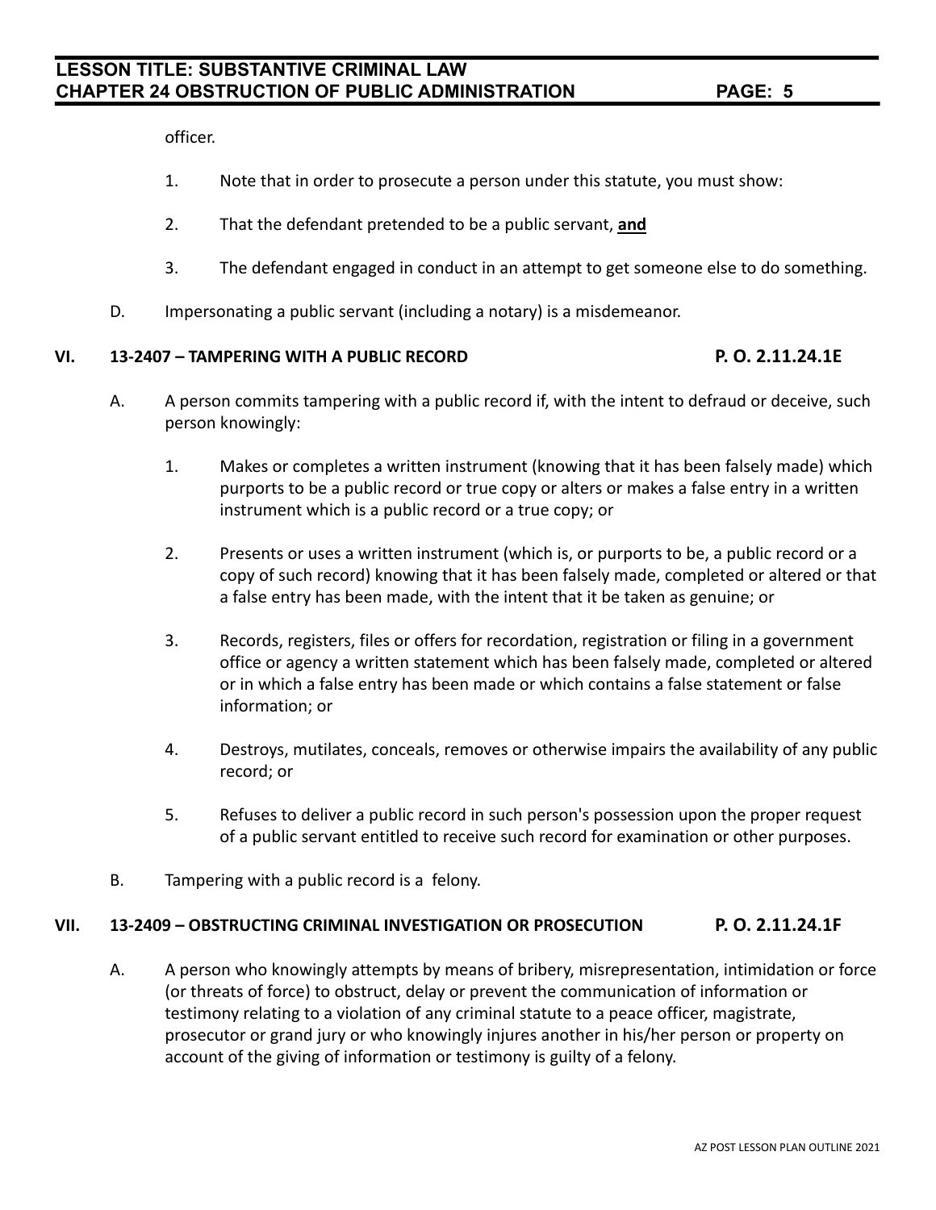officer.

1. Note that in order to prosecute a person under this statute, you must show:

2. That the defendant pretended to be a public servant, **and**

3. The defendant engaged in conduct in an attempt to get someone else to do something.

D. Impersonating a public servant (including a notary) is a misdemeanor.

## VI. 13-2407 – TAMPERING WITH A PUBLIC RECORD P. O. 2.11.24.1E

A. A person commits tampering with a public record if, with the intent to defraud or deceive, such person knowingly:

1. Makes or completes a written instrument (knowing that it has been falsely made) which purports to be a public record or true copy or alters or makes a false entry in a written instrument which is a public record or a true copy; or

2. Presents or uses a written instrument (which is, or purports to be, a public record or a copy of such record) knowing that it has been falsely made, completed or altered or that a false entry has been made, with the intent that it be taken as genuine; or

3. Records, registers, files or offers for recordation, registration or filing in a government office or agency a written statement which has been falsely made, completed or altered or in which a false entry has been made or which contains a false statement or false information; or

4. Destroys, mutilates, conceals, removes or otherwise impairs the availability of any public record; or

5. Refuses to deliver a public record in such person's possession upon the proper request of a public servant entitled to receive such record for examination or other purposes.

B. Tampering with a public record is a felony.

## VII. 13-2409 – OBSTRUCTING CRIMINAL INVESTIGATION OR PROSECUTION P. O. 2.11.24.1F

A. A person who knowingly attempts by means of bribery, misrepresentation, intimidation or force (or threats of force) to obstruct, delay or prevent the communication of information or testimony relating to a violation of any criminal statute to a peace officer, magistrate, prosecutor or grand jury or who knowingly injures another in his/her person or property on account of the giving of information or testimony is guilty of a felony.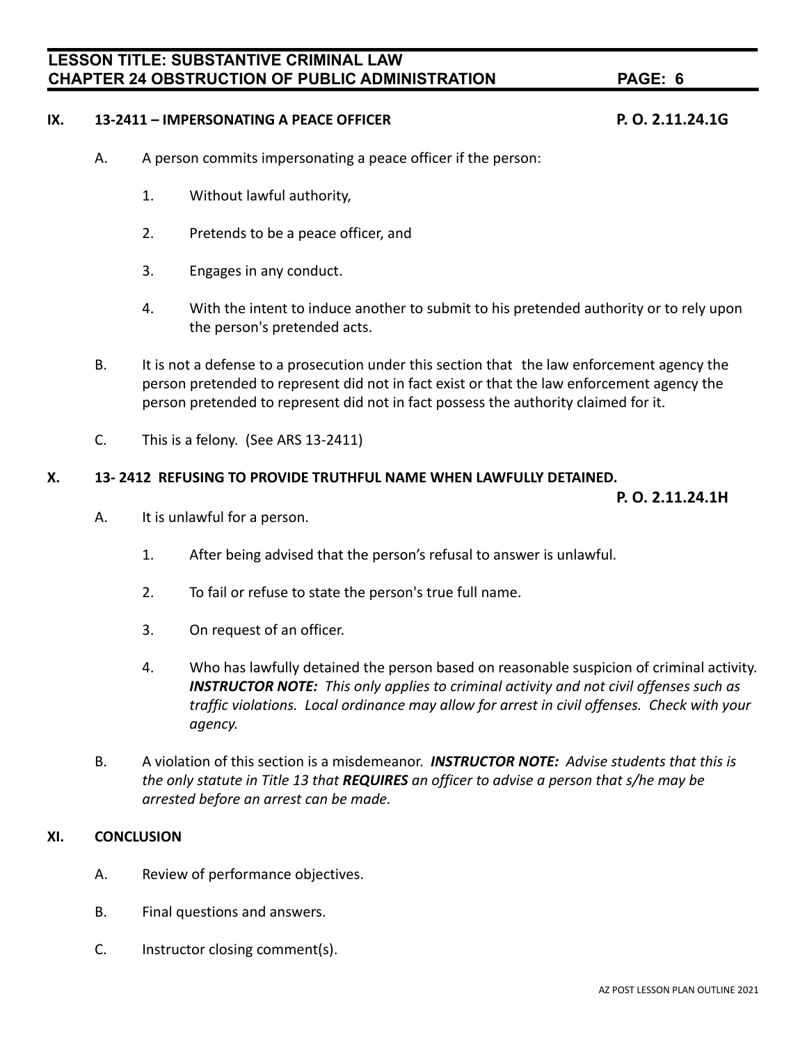## IX. 13-2411 – IMPERSONATING A PEACE OFFICER **P. O. 2.11.24.1G**

A. A person commits impersonating a peace officer if the person:

1. Without lawful authority,
2. Pretends to be a peace officer, and
3. Engages in any conduct.
4. With the intent to induce another to submit to his pretended authority or to rely upon the person's pretended acts.

B. It is not a defense to a prosecution under this section that the law enforcement agency the person pretended to represent did not in fact exist or that the law enforcement agency the person pretended to represent did not in fact possess the authority claimed for it.

C. This is a felony. (See ARS 13-2411)

## X. 13- 2412 REFUSING TO PROVIDE TRUTHFUL NAME WHEN LAWFULLY DETAINED. **P. O. 2.11.24.1H**

A. It is unlawful for a person.

1. After being advised that the person's refusal to answer is unlawful.
2. To fail or refuse to state the person's true full name.
3. On request of an officer.
4. Who has lawfully detained the person based on reasonable suspicion of criminal activity. ***INSTRUCTOR NOTE:*** *This only applies to criminal activity and not civil offenses such as traffic violations. Local ordinance may allow for arrest in civil offenses. Check with your agency.*

B. A violation of this section is a misdemeanor. ***INSTRUCTOR NOTE:*** *Advise students that this is the only statute in Title 13 that* ***REQUIRES*** *an officer to advise a person that s/he may be arrested before an arrest can be made.*

## XI. CONCLUSION

A. Review of performance objectives.

B. Final questions and answers.

C. Instructor closing comment(s).